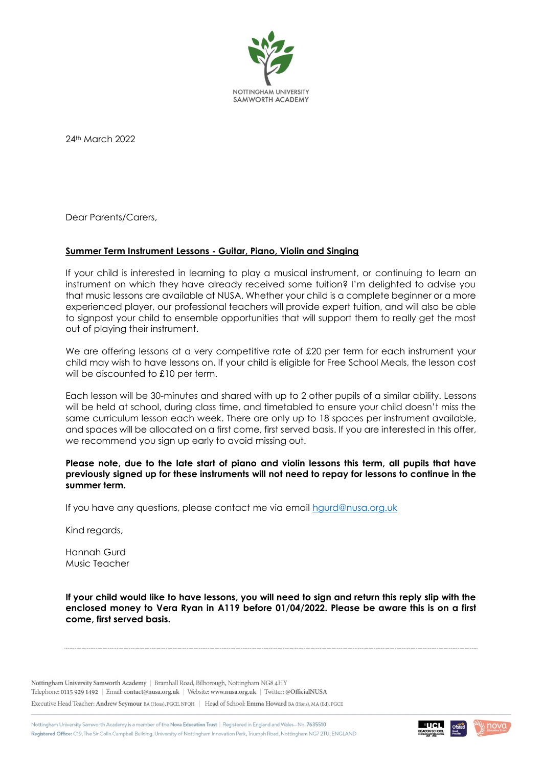NOTTINGHAM UNIVERSITY SAMWORTH ACADEMY

24th March 2022

Dear Parents/Carers,

**Summer Term Instrument Lessons - Guitar, Piano, Violin and Singing**

If your child is interested in learning to play a musical instrument, or continuing to learn an instrument on which they have already received some tuition? I'm delighted to advise you that music lessons are available at NUSA. Whether your child is a complete beginner or a more experienced player, our professional teachers will provide expert tuition, and will also be able to signpost your child to ensemble opportunities that will support them to really get the most out of playing their instrument.

We are offering lessons at a very competitive rate of £20 per term for each instrument your child may wish to have lessons on. If your child is eligible for Free School Meals, the lesson cost will be discounted to £10 per term.

Each lesson will be 30-minutes and shared with up to 2 other pupils of a similar ability. Lessons will be held at school, during class time, and timetabled to ensure your child doesn't miss the same curriculum lesson each week. There are only up to 18 spaces per instrument available, and spaces will be allocated on a first come, first served basis. If you are interested in this offer, we recommend you sign up early to avoid missing out.

**Please note, due to the late start of piano and violin lessons this term, all pupils that have previously signed up for these instruments will not need to repay for lessons to continue in the summer term.**

If you have any questions, please contact me via email hgurd@nusa.org.uk

Kind regards,

Hannah Gurd
Music Teacher

**If your child would like to have lessons, you will need to sign and return this reply slip with the enclosed money to Vera Ryan in A119 before 01/04/2022. Please be aware this is on a first come, first served basis.**

---

Nottingham University Samworth Academy | Bramhall Road, Bilborough, Nottingham NG8 4HY
Telephone: 0115 929 1492 | Email: contact@nusa.org.uk | Website: www.nusa.org.uk | Twitter: @OfficialNUSA
Executive Head Teacher: Andrew Seymour BA (Hons), PGCE, NPQH | Head of School: Emma Howard BA (Hons), MA (Ed), PGCE

Nottingham University Samworth Academy is a member of the Nova Education Trust | Registered in England and Wales – No. 7635510
Registered Office: C19, The Sir Colin Campbell Building, University of Nottingham Innovation Park, Triumph Road, Nottingham NG7 2TU, ENGLAND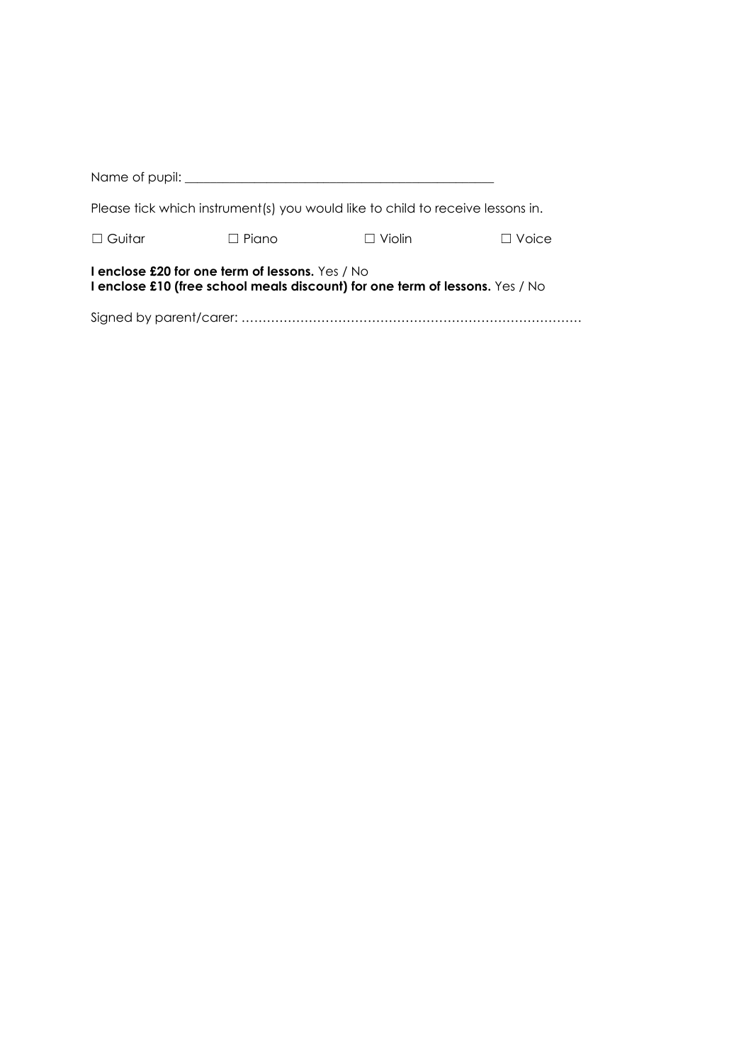Name of pupil: ________________________________________________

Please tick which instrument(s) you would like to child to receive lessons in.

☐ Guitar ☐ Piano ☐ Violin ☐ Voice

**I enclose £20 for one term of lessons.** Yes / No
**I enclose £10 (free school meals discount) for one term of lessons.** Yes / No

Signed by parent/carer: ……………………………………………………………………….